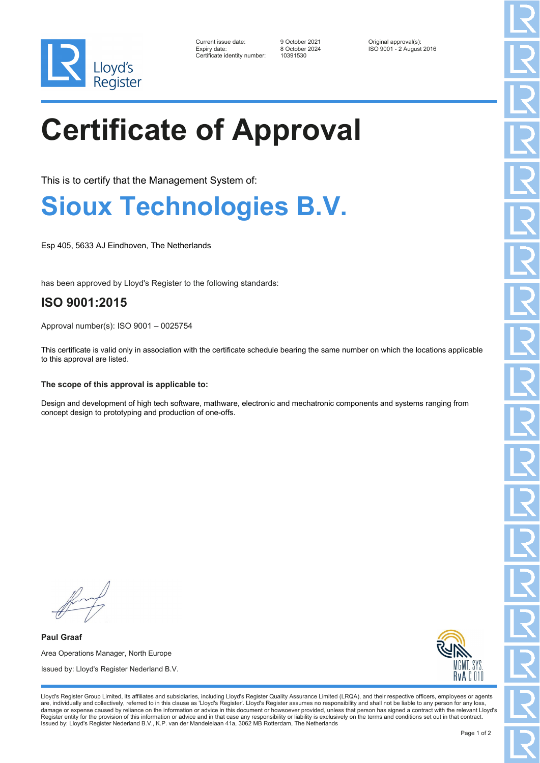| | | |
|---|---|---|
| Current issue date: | 9 October 2021 | Original approval(s): |
| Expiry date: | 8 October 2024 | ISO 9001 - 2 August 2016 |
| Certificate identity number: | 10391530 | |

# Certificate of Approval

This is to certify that the Management System of:

## Sioux Technologies B.V.

Esp 405, 5633 AJ Eindhoven, The Netherlands

has been approved by Lloyd's Register to the following standards:

### ISO 9001:2015

Approval number(s): ISO 9001 – 0025754

This certificate is valid only in association with the certificate schedule bearing the same number on which the locations applicable to this approval are listed.

**The scope of this approval is applicable to:**

Design and development of high tech software, mathware, electronic and mechatronic components and systems ranging from concept design to prototyping and production of one-offs.

**Paul Graaf**

Area Operations Manager, North Europe

Issued by: Lloyd's Register Nederland B.V.

MGMT. SYS. RvA C 010

Lloyd's Register Group Limited, its affiliates and subsidiaries, including Lloyd's Register Quality Assurance Limited (LRQA), and their respective officers, employees or agents are, individually and collectively, referred to in this clause as 'Lloyd's Register'. Lloyd's Register assumes no responsibility and shall not be liable to any person for any loss, damage or expense caused by reliance on the information or advice in this document or howsoever provided, unless that person has signed a contract with the relevant Lloyd's Register entity for the provision of this information or advice and in that case any responsibility or liability is exclusively on the terms and conditions set out in that contract.
Issued by: Lloyd's Register Nederland B.V., K.P. van der Mandelelaan 41a, 3062 MB Rotterdam, The Netherlands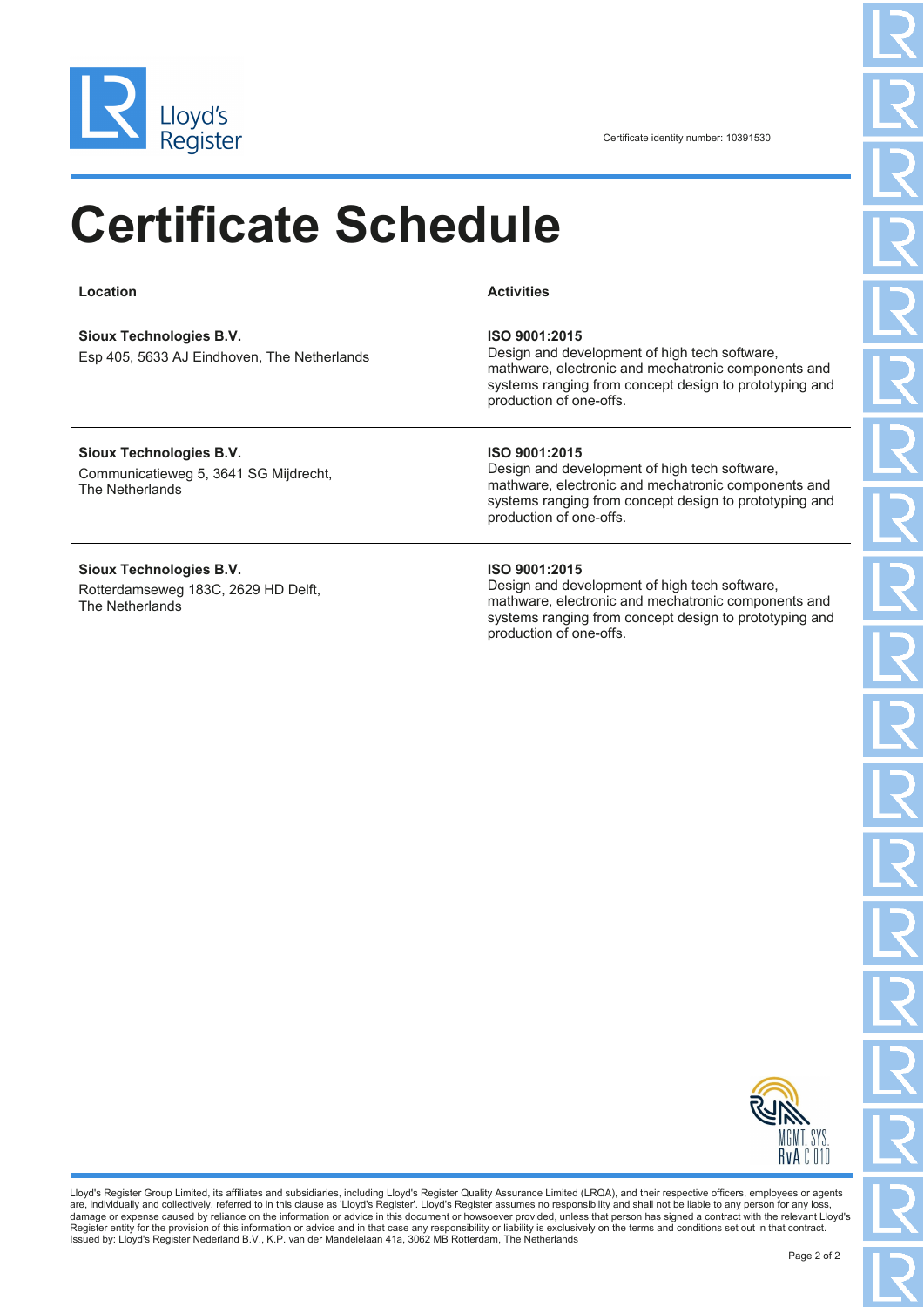Lloyd's Register

Certificate identity number: 10391530

# Certificate Schedule

| Location | Activities |
| --- | --- |
| **Sioux Technologies B.V.**<br>Esp 405, 5633 AJ Eindhoven, The Netherlands | **ISO 9001:2015**<br>Design and development of high tech software, mathware, electronic and mechatronic components and systems ranging from concept design to prototyping and production of one-offs. |
| **Sioux Technologies B.V.**<br>Communicatieweg 5, 3641 SG Mijdrecht, The Netherlands | **ISO 9001:2015**<br>Design and development of high tech software, mathware, electronic and mechatronic components and systems ranging from concept design to prototyping and production of one-offs. |
| **Sioux Technologies B.V.**<br>Rotterdamseweg 183C, 2629 HD Delft, The Netherlands | **ISO 9001:2015**<br>Design and development of high tech software, mathware, electronic and mechatronic components and systems ranging from concept design to prototyping and production of one-offs. |

MGMT. SYS.
RvA C 010

Lloyd's Register Group Limited, its affiliates and subsidiaries, including Lloyd's Register Quality Assurance Limited (LRQA), and their respective officers, employees or agents are, individually and collectively, referred to in this clause as 'Lloyd's Register'. Lloyd's Register assumes no responsibility and shall not be liable to any person for any loss, damage or expense caused by reliance on the information or advice in this document or howsoever provided, unless that person has signed a contract with the relevant Lloyd's Register entity for the provision of this information or advice and in that case any responsibility or liability is exclusively on the terms and conditions set out in that contract.
Issued by: Lloyd's Register Nederland B.V., K.P. van der Mandelelaan 41a, 3062 MB Rotterdam, The Netherlands